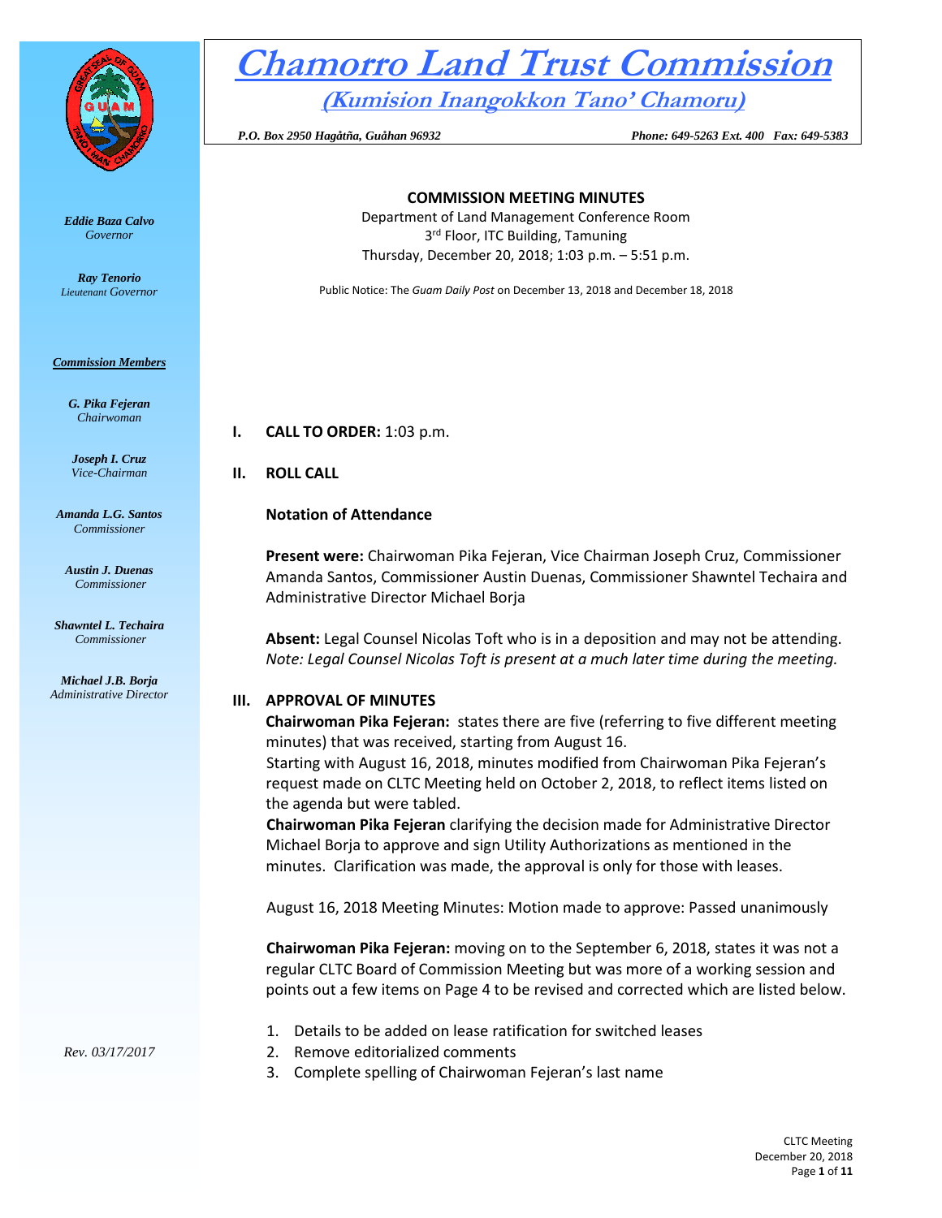# Chamorro Land Trust Commission

## (Kumision Inangokkon Tano' Chamoru)

*P.O. Box 2950 Hagåtña, Guåhan 96932* *Phone: 649-5263 Ext. 400 Fax: 649-5383*

***Eddie Baza Calvo***
*Governor*

***Ray Tenorio***
*Lieutenant Governor*

***Commission Members***

***G. Pika Fejeran***
*Chairwoman*

***Joseph I. Cruz***
*Vice-Chairman*

***Amanda L.G. Santos***
*Commissioner*

***Austin J. Duenas***
*Commissioner*

***Shawntel L. Techaira***
*Commissioner*

***Michael J.B. Borja***
*Administrative Director*

*Rev. 03/17/2017*

**COMMISSION MEETING MINUTES**
Department of Land Management Conference Room
3rd Floor, ITC Building, Tamuning
Thursday, December 20, 2018; 1:03 p.m. – 5:51 p.m.

Public Notice: The *Guam Daily Post* on December 13, 2018 and December 18, 2018

**I. CALL TO ORDER:** 1:03 p.m.

**II. ROLL CALL**

**Notation of Attendance**

**Present were:** Chairwoman Pika Fejeran, Vice Chairman Joseph Cruz, Commissioner Amanda Santos, Commissioner Austin Duenas, Commissioner Shawntel Techaira and Administrative Director Michael Borja

**Absent:** Legal Counsel Nicolas Toft who is in a deposition and may not be attending. *Note: Legal Counsel Nicolas Toft is present at a much later time during the meeting.*

**III. APPROVAL OF MINUTES**

**Chairwoman Pika Fejeran:** states there are five (referring to five different meeting minutes) that was received, starting from August 16.
Starting with August 16, 2018, minutes modified from Chairwoman Pika Fejeran's request made on CLTC Meeting held on October 2, 2018, to reflect items listed on the agenda but were tabled.
**Chairwoman Pika Fejeran** clarifying the decision made for Administrative Director Michael Borja to approve and sign Utility Authorizations as mentioned in the minutes. Clarification was made, the approval is only for those with leases.

August 16, 2018 Meeting Minutes: Motion made to approve: Passed unanimously

**Chairwoman Pika Fejeran:** moving on to the September 6, 2018, states it was not a regular CLTC Board of Commission Meeting but was more of a working session and points out a few items on Page 4 to be revised and corrected which are listed below.

1. Details to be added on lease ratification for switched leases
2. Remove editorialized comments
3. Complete spelling of Chairwoman Fejeran's last name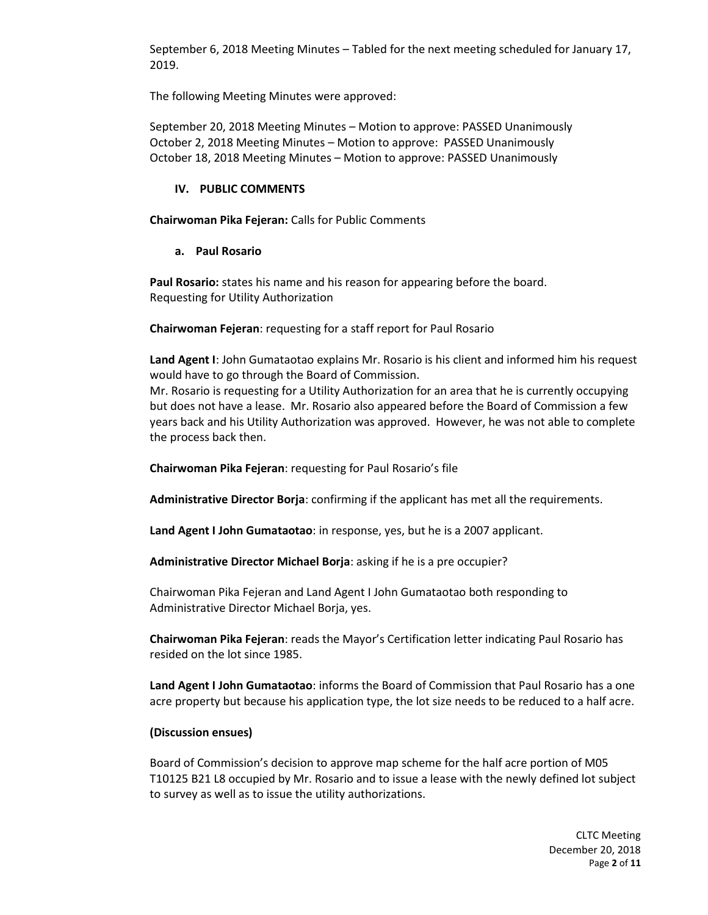September 6, 2018 Meeting Minutes – Tabled for the next meeting scheduled for January 17, 2019.

The following Meeting Minutes were approved:

September 20, 2018 Meeting Minutes – Motion to approve: PASSED Unanimously
October 2, 2018 Meeting Minutes – Motion to approve: PASSED Unanimously
October 18, 2018 Meeting Minutes – Motion to approve: PASSED Unanimously

### IV. PUBLIC COMMENTS

**Chairwoman Pika Fejeran:** Calls for Public Comments

#### a. Paul Rosario

**Paul Rosario:** states his name and his reason for appearing before the board.
Requesting for Utility Authorization

**Chairwoman Fejeran**: requesting for a staff report for Paul Rosario

**Land Agent I**: John Gumataotao explains Mr. Rosario is his client and informed him his request would have to go through the Board of Commission.
Mr. Rosario is requesting for a Utility Authorization for an area that he is currently occupying but does not have a lease. Mr. Rosario also appeared before the Board of Commission a few years back and his Utility Authorization was approved. However, he was not able to complete the process back then.

**Chairwoman Pika Fejeran**: requesting for Paul Rosario's file

**Administrative Director Borja**: confirming if the applicant has met all the requirements.

**Land Agent I John Gumataotao**: in response, yes, but he is a 2007 applicant.

**Administrative Director Michael Borja**: asking if he is a pre occupier?

Chairwoman Pika Fejeran and Land Agent I John Gumataotao both responding to Administrative Director Michael Borja, yes.

**Chairwoman Pika Fejeran**: reads the Mayor's Certification letter indicating Paul Rosario has resided on the lot since 1985.

**Land Agent I John Gumataotao**: informs the Board of Commission that Paul Rosario has a one acre property but because his application type, the lot size needs to be reduced to a half acre.

**(Discussion ensues)**

Board of Commission's decision to approve map scheme for the half acre portion of M05 T10125 B21 L8 occupied by Mr. Rosario and to issue a lease with the newly defined lot subject to survey as well as to issue the utility authorizations.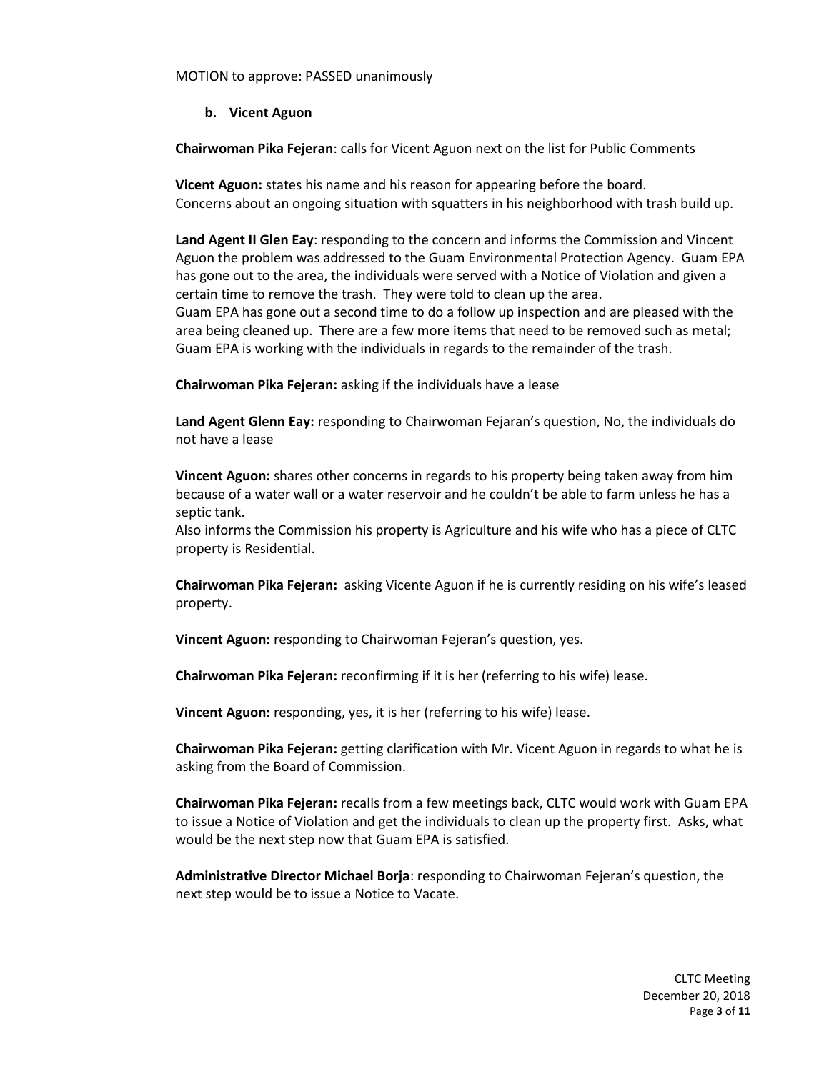MOTION to approve: PASSED unanimously

**b. Vicent Aguon**

**Chairwoman Pika Fejeran**: calls for Vicent Aguon next on the list for Public Comments

**Vicent Aguon:** states his name and his reason for appearing before the board.
Concerns about an ongoing situation with squatters in his neighborhood with trash build up.

**Land Agent II Glen Eay**: responding to the concern and informs the Commission and Vincent Aguon the problem was addressed to the Guam Environmental Protection Agency. Guam EPA has gone out to the area, the individuals were served with a Notice of Violation and given a certain time to remove the trash. They were told to clean up the area.
Guam EPA has gone out a second time to do a follow up inspection and are pleased with the area being cleaned up. There are a few more items that need to be removed such as metal; Guam EPA is working with the individuals in regards to the remainder of the trash.

**Chairwoman Pika Fejeran:** asking if the individuals have a lease

**Land Agent Glenn Eay:** responding to Chairwoman Fejaran's question, No, the individuals do not have a lease

**Vincent Aguon:** shares other concerns in regards to his property being taken away from him because of a water wall or a water reservoir and he couldn't be able to farm unless he has a septic tank.
Also informs the Commission his property is Agriculture and his wife who has a piece of CLTC property is Residential.

**Chairwoman Pika Fejeran:** asking Vicente Aguon if he is currently residing on his wife's leased property.

**Vincent Aguon:** responding to Chairwoman Fejeran's question, yes.

**Chairwoman Pika Fejeran:** reconfirming if it is her (referring to his wife) lease.

**Vincent Aguon:** responding, yes, it is her (referring to his wife) lease.

**Chairwoman Pika Fejeran:** getting clarification with Mr. Vicent Aguon in regards to what he is asking from the Board of Commission.

**Chairwoman Pika Fejeran:** recalls from a few meetings back, CLTC would work with Guam EPA to issue a Notice of Violation and get the individuals to clean up the property first. Asks, what would be the next step now that Guam EPA is satisfied.

**Administrative Director Michael Borja**: responding to Chairwoman Fejeran's question, the next step would be to issue a Notice to Vacate.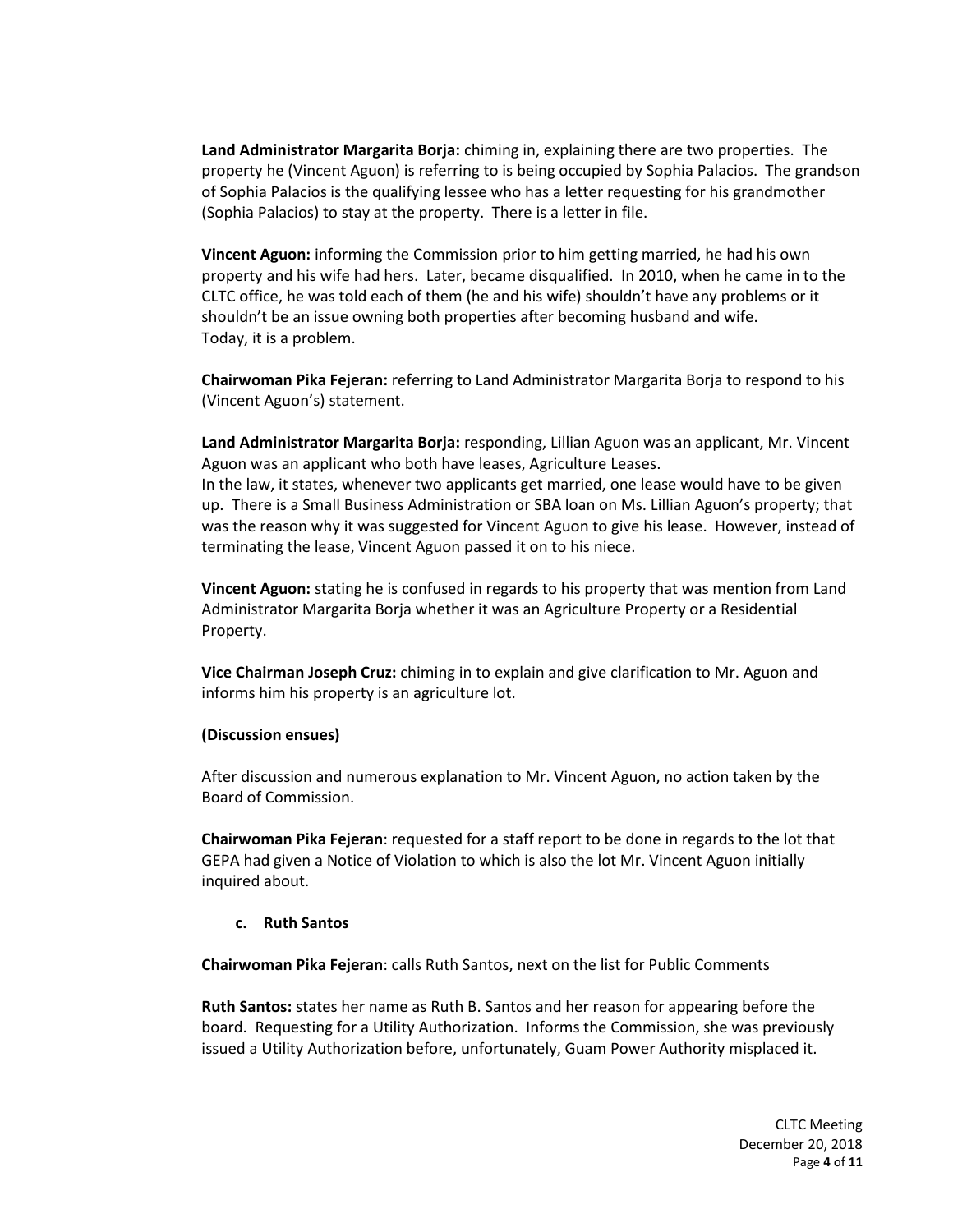**Land Administrator Margarita Borja:** chiming in, explaining there are two properties. The property he (Vincent Aguon) is referring to is being occupied by Sophia Palacios. The grandson of Sophia Palacios is the qualifying lessee who has a letter requesting for his grandmother (Sophia Palacios) to stay at the property. There is a letter in file.

**Vincent Aguon:** informing the Commission prior to him getting married, he had his own property and his wife had hers. Later, became disqualified. In 2010, when he came in to the CLTC office, he was told each of them (he and his wife) shouldn't have any problems or it shouldn't be an issue owning both properties after becoming husband and wife. Today, it is a problem.

**Chairwoman Pika Fejeran:** referring to Land Administrator Margarita Borja to respond to his (Vincent Aguon's) statement.

**Land Administrator Margarita Borja:** responding, Lillian Aguon was an applicant, Mr. Vincent Aguon was an applicant who both have leases, Agriculture Leases.
In the law, it states, whenever two applicants get married, one lease would have to be given up. There is a Small Business Administration or SBA loan on Ms. Lillian Aguon's property; that was the reason why it was suggested for Vincent Aguon to give his lease. However, instead of terminating the lease, Vincent Aguon passed it on to his niece.

**Vincent Aguon:** stating he is confused in regards to his property that was mention from Land Administrator Margarita Borja whether it was an Agriculture Property or a Residential Property.

**Vice Chairman Joseph Cruz:** chiming in to explain and give clarification to Mr. Aguon and informs him his property is an agriculture lot.

**(Discussion ensues)**

After discussion and numerous explanation to Mr. Vincent Aguon, no action taken by the Board of Commission.

**Chairwoman Pika Fejeran**: requested for a staff report to be done in regards to the lot that GEPA had given a Notice of Violation to which is also the lot Mr. Vincent Aguon initially inquired about.

**c. Ruth Santos**

**Chairwoman Pika Fejeran**: calls Ruth Santos, next on the list for Public Comments

**Ruth Santos:** states her name as Ruth B. Santos and her reason for appearing before the board. Requesting for a Utility Authorization. Informs the Commission, she was previously issued a Utility Authorization before, unfortunately, Guam Power Authority misplaced it.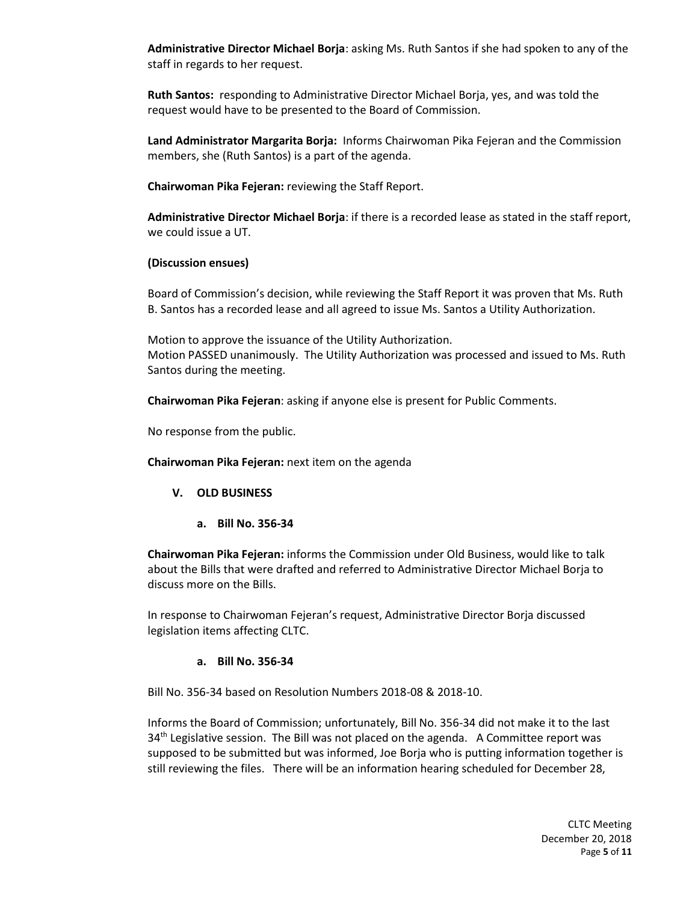**Administrative Director Michael Borja**: asking Ms. Ruth Santos if she had spoken to any of the staff in regards to her request.

**Ruth Santos:** responding to Administrative Director Michael Borja, yes, and was told the request would have to be presented to the Board of Commission.

**Land Administrator Margarita Borja:** Informs Chairwoman Pika Fejeran and the Commission members, she (Ruth Santos) is a part of the agenda.

**Chairwoman Pika Fejeran:** reviewing the Staff Report.

**Administrative Director Michael Borja**: if there is a recorded lease as stated in the staff report, we could issue a UT.

**(Discussion ensues)**

Board of Commission's decision, while reviewing the Staff Report it was proven that Ms. Ruth B. Santos has a recorded lease and all agreed to issue Ms. Santos a Utility Authorization.

Motion to approve the issuance of the Utility Authorization.
Motion PASSED unanimously. The Utility Authorization was processed and issued to Ms. Ruth Santos during the meeting.

**Chairwoman Pika Fejeran**: asking if anyone else is present for Public Comments.

No response from the public.

**Chairwoman Pika Fejeran:** next item on the agenda

## V. OLD BUSINESS

### a. Bill No. 356-34

**Chairwoman Pika Fejeran:** informs the Commission under Old Business, would like to talk about the Bills that were drafted and referred to Administrative Director Michael Borja to discuss more on the Bills.

In response to Chairwoman Fejeran's request, Administrative Director Borja discussed legislation items affecting CLTC.

### a. Bill No. 356-34

Bill No. 356-34 based on Resolution Numbers 2018-08 & 2018-10.

Informs the Board of Commission; unfortunately, Bill No. 356-34 did not make it to the last 34th Legislative session. The Bill was not placed on the agenda. A Committee report was supposed to be submitted but was informed, Joe Borja who is putting information together is still reviewing the files. There will be an information hearing scheduled for December 28,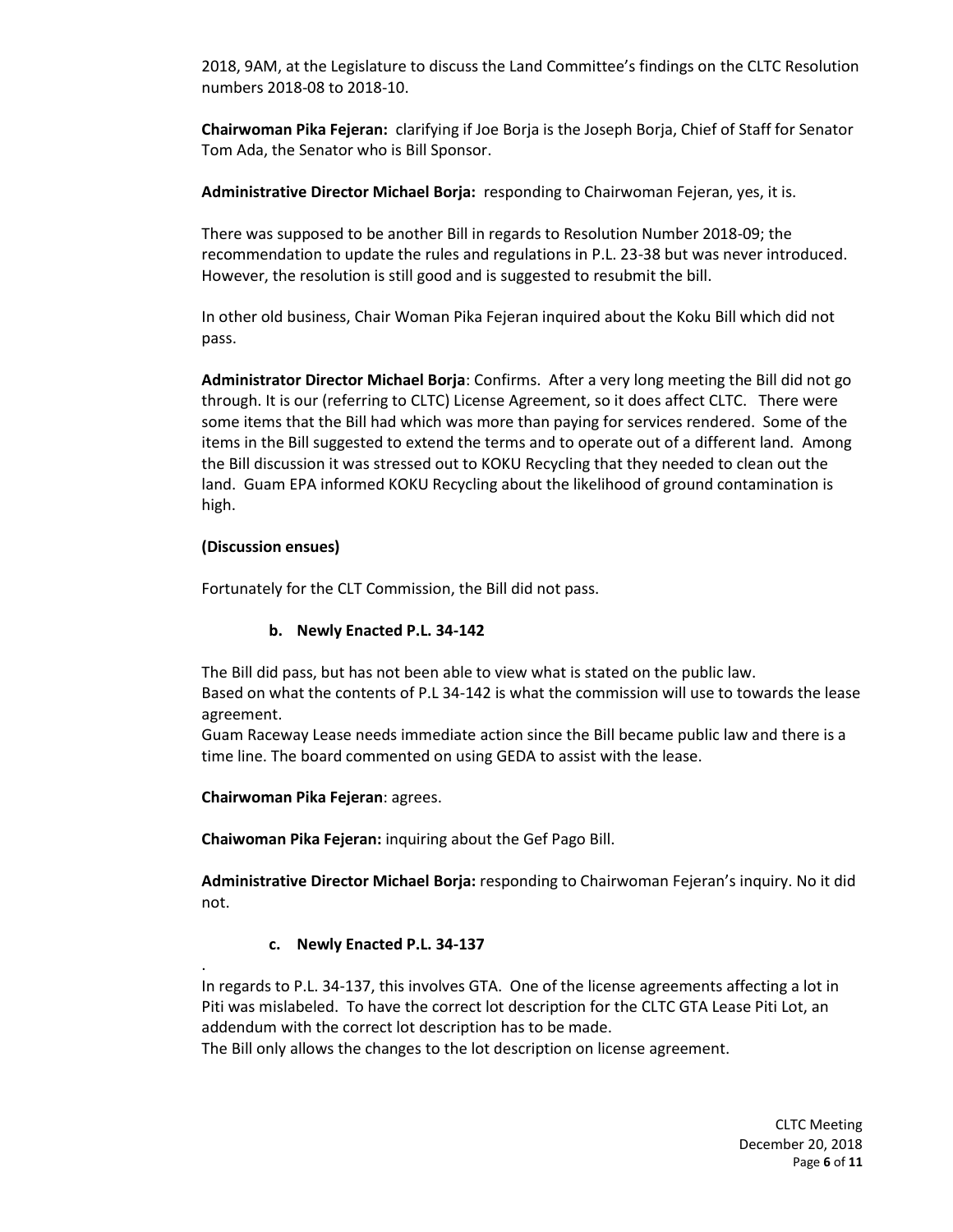2018, 9AM, at the Legislature to discuss the Land Committee's findings on the CLTC Resolution numbers 2018-08 to 2018-10.

**Chairwoman Pika Fejeran:** clarifying if Joe Borja is the Joseph Borja, Chief of Staff for Senator Tom Ada, the Senator who is Bill Sponsor.

**Administrative Director Michael Borja:** responding to Chairwoman Fejeran, yes, it is.

There was supposed to be another Bill in regards to Resolution Number 2018-09; the recommendation to update the rules and regulations in P.L. 23-38 but was never introduced. However, the resolution is still good and is suggested to resubmit the bill.

In other old business, Chair Woman Pika Fejeran inquired about the Koku Bill which did not pass.

**Administrator Director Michael Borja**: Confirms. After a very long meeting the Bill did not go through. It is our (referring to CLTC) License Agreement, so it does affect CLTC. There were some items that the Bill had which was more than paying for services rendered. Some of the items in the Bill suggested to extend the terms and to operate out of a different land. Among the Bill discussion it was stressed out to KOKU Recycling that they needed to clean out the land. Guam EPA informed KOKU Recycling about the likelihood of ground contamination is high.

**(Discussion ensues)**

Fortunately for the CLT Commission, the Bill did not pass.

**b. Newly Enacted P.L. 34-142**

The Bill did pass, but has not been able to view what is stated on the public law.
Based on what the contents of P.L 34-142 is what the commission will use to towards the lease agreement.
Guam Raceway Lease needs immediate action since the Bill became public law and there is a time line. The board commented on using GEDA to assist with the lease.

**Chairwoman Pika Fejeran**: agrees.

**Chaiwoman Pika Fejeran:** inquiring about the Gef Pago Bill.

**Administrative Director Michael Borja:** responding to Chairwoman Fejeran's inquiry. No it did not.

**c. Newly Enacted P.L. 34-137**

.
In regards to P.L. 34-137, this involves GTA. One of the license agreements affecting a lot in Piti was mislabeled. To have the correct lot description for the CLTC GTA Lease Piti Lot, an addendum with the correct lot description has to be made.
The Bill only allows the changes to the lot description on license agreement.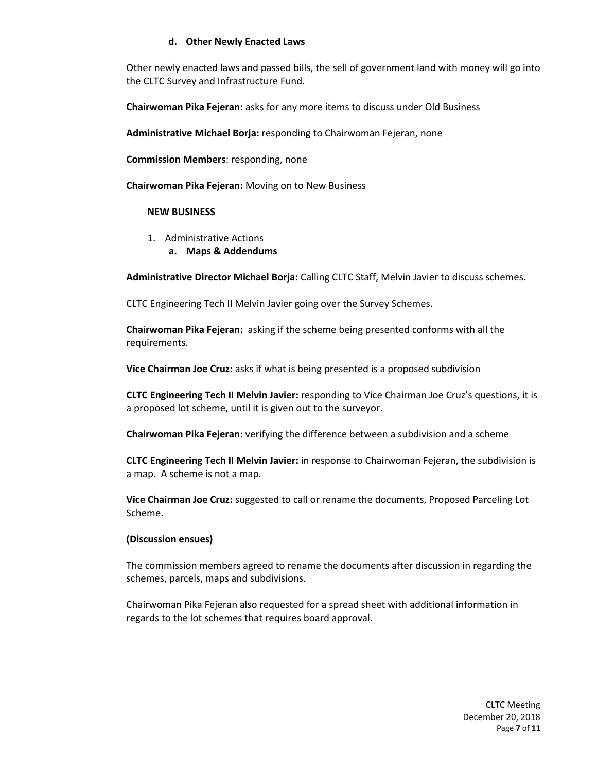**d. Other Newly Enacted Laws**

Other newly enacted laws and passed bills, the sell of government land with money will go into the CLTC Survey and Infrastructure Fund.

**Chairwoman Pika Fejeran:** asks for any more items to discuss under Old Business

**Administrative Michael Borja:** responding to Chairwoman Fejeran, none

**Commission Members**: responding, none

**Chairwoman Pika Fejeran:** Moving on to New Business

**NEW BUSINESS**

1. Administrative Actions
   **a. Maps & Addendums**

**Administrative Director Michael Borja:** Calling CLTC Staff, Melvin Javier to discuss schemes.

CLTC Engineering Tech II Melvin Javier going over the Survey Schemes.

**Chairwoman Pika Fejeran:** asking if the scheme being presented conforms with all the requirements.

**Vice Chairman Joe Cruz:** asks if what is being presented is a proposed subdivision

**CLTC Engineering Tech II Melvin Javier:** responding to Vice Chairman Joe Cruz's questions, it is a proposed lot scheme, until it is given out to the surveyor.

**Chairwoman Pika Fejeran**: verifying the difference between a subdivision and a scheme

**CLTC Engineering Tech II Melvin Javier:** in response to Chairwoman Fejeran, the subdivision is a map. A scheme is not a map.

**Vice Chairman Joe Cruz:** suggested to call or rename the documents, Proposed Parceling Lot Scheme.

**(Discussion ensues)**

The commission members agreed to rename the documents after discussion in regarding the schemes, parcels, maps and subdivisions.

Chairwoman Pika Fejeran also requested for a spread sheet with additional information in regards to the lot schemes that requires board approval.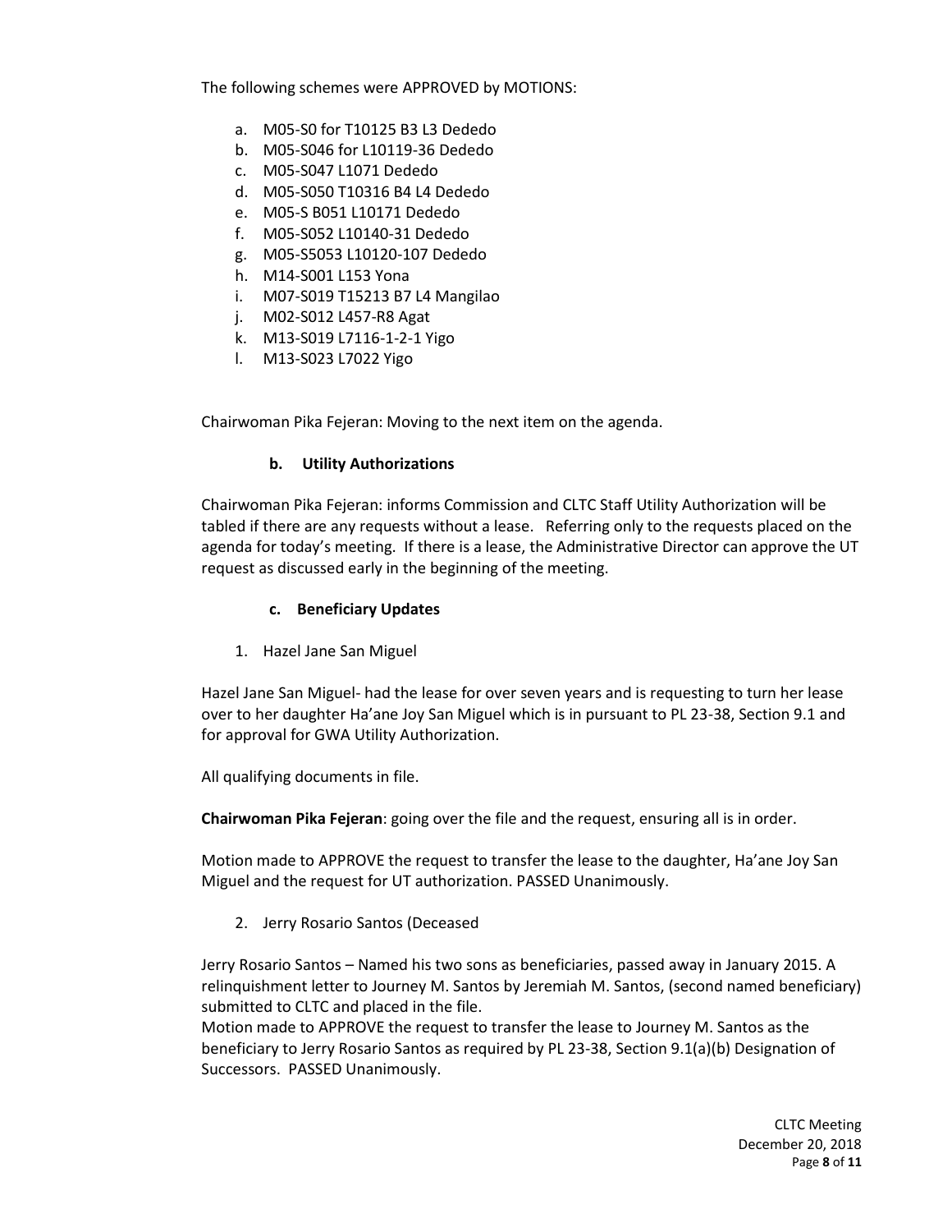The following schemes were APPROVED by MOTIONS:

a. M05-S0 for T10125 B3 L3 Dededo
b. M05-S046 for L10119-36 Dededo
c. M05-S047 L1071 Dededo
d. M05-S050 T10316 B4 L4 Dededo
e. M05-S B051 L10171 Dededo
f. M05-S052 L10140-31 Dededo
g. M05-S5053 L10120-107 Dededo
h. M14-S001 L153 Yona
i. M07-S019 T15213 B7 L4 Mangilao
j. M02-S012 L457-R8 Agat
k. M13-S019 L7116-1-2-1 Yigo
l. M13-S023 L7022 Yigo

Chairwoman Pika Fejeran: Moving to the next item on the agenda.

**b. Utility Authorizations**

Chairwoman Pika Fejeran: informs Commission and CLTC Staff Utility Authorization will be tabled if there are any requests without a lease. Referring only to the requests placed on the agenda for today's meeting. If there is a lease, the Administrative Director can approve the UT request as discussed early in the beginning of the meeting.

**c. Beneficiary Updates**

1. Hazel Jane San Miguel

Hazel Jane San Miguel- had the lease for over seven years and is requesting to turn her lease over to her daughter Ha'ane Joy San Miguel which is in pursuant to PL 23-38, Section 9.1 and for approval for GWA Utility Authorization.

All qualifying documents in file.

**Chairwoman Pika Fejeran**: going over the file and the request, ensuring all is in order.

Motion made to APPROVE the request to transfer the lease to the daughter, Ha'ane Joy San Miguel and the request for UT authorization. PASSED Unanimously.

2. Jerry Rosario Santos (Deceased

Jerry Rosario Santos – Named his two sons as beneficiaries, passed away in January 2015. A relinquishment letter to Journey M. Santos by Jeremiah M. Santos, (second named beneficiary) submitted to CLTC and placed in the file.
Motion made to APPROVE the request to transfer the lease to Journey M. Santos as the beneficiary to Jerry Rosario Santos as required by PL 23-38, Section 9.1(a)(b) Designation of Successors. PASSED Unanimously.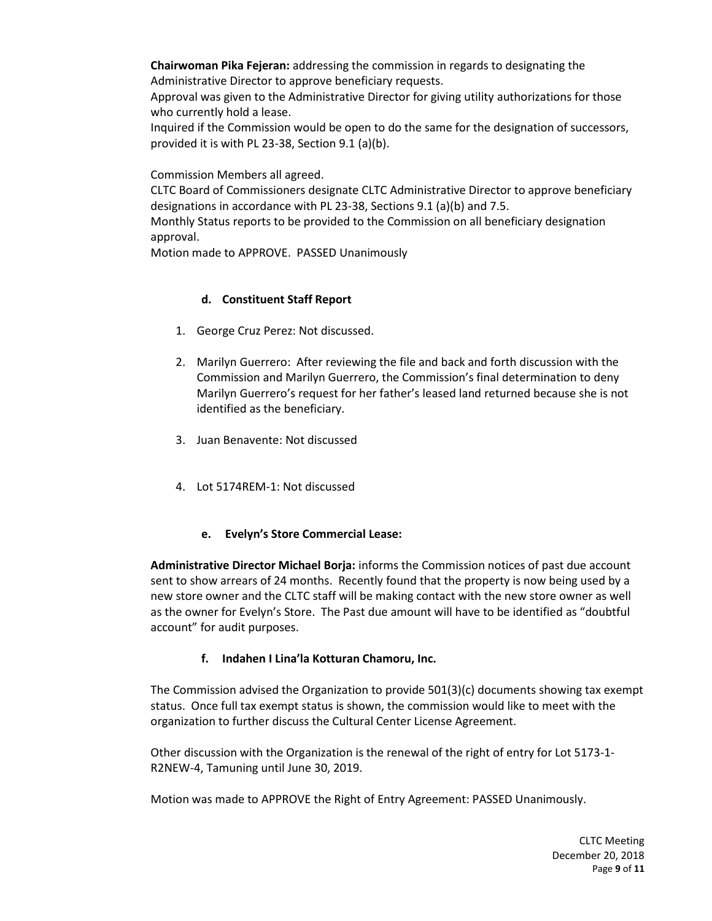**Chairwoman Pika Fejeran:** addressing the commission in regards to designating the Administrative Director to approve beneficiary requests.
Approval was given to the Administrative Director for giving utility authorizations for those who currently hold a lease.
Inquired if the Commission would be open to do the same for the designation of successors, provided it is with PL 23-38, Section 9.1 (a)(b).

Commission Members all agreed.
CLTC Board of Commissioners designate CLTC Administrative Director to approve beneficiary designations in accordance with PL 23-38, Sections 9.1 (a)(b) and 7.5.
Monthly Status reports to be provided to the Commission on all beneficiary designation approval.
Motion made to APPROVE. PASSED Unanimously

#### d. Constituent Staff Report

1. George Cruz Perez: Not discussed.
2. Marilyn Guerrero: After reviewing the file and back and forth discussion with the Commission and Marilyn Guerrero, the Commission's final determination to deny Marilyn Guerrero's request for her father's leased land returned because she is not identified as the beneficiary.
3. Juan Benavente: Not discussed
4. Lot 5174REM-1: Not discussed

#### e. Evelyn's Store Commercial Lease:

**Administrative Director Michael Borja:** informs the Commission notices of past due account sent to show arrears of 24 months. Recently found that the property is now being used by a new store owner and the CLTC staff will be making contact with the new store owner as well as the owner for Evelyn's Store. The Past due amount will have to be identified as "doubtful account" for audit purposes.

#### f. Indahen I Lina'la Kotturan Chamoru, Inc.

The Commission advised the Organization to provide 501(3)(c) documents showing tax exempt status. Once full tax exempt status is shown, the commission would like to meet with the organization to further discuss the Cultural Center License Agreement.

Other discussion with the Organization is the renewal of the right of entry for Lot 5173-1-R2NEW-4, Tamuning until June 30, 2019.

Motion was made to APPROVE the Right of Entry Agreement: PASSED Unanimously.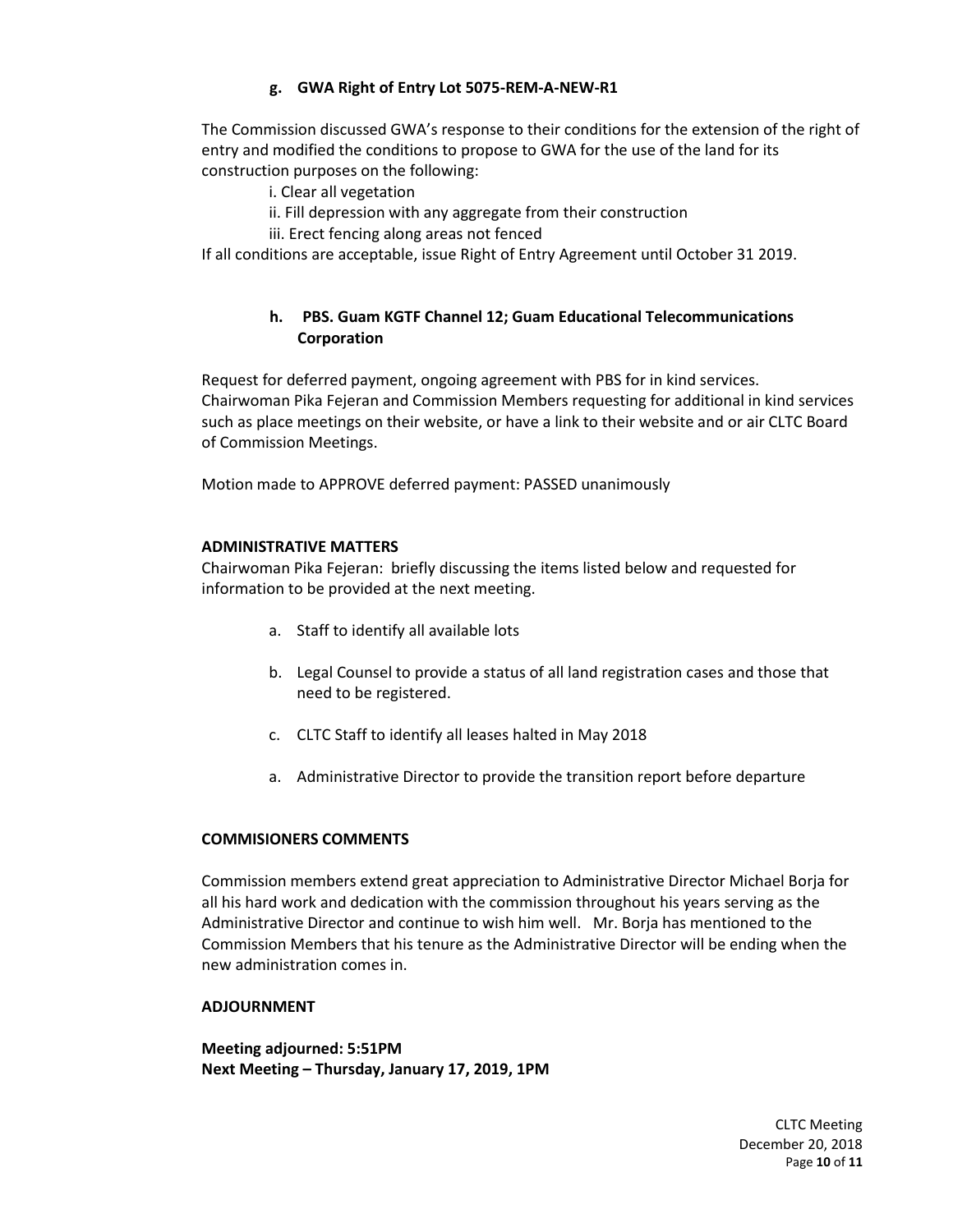**g. GWA Right of Entry Lot 5075-REM-A-NEW-R1**

The Commission discussed GWA's response to their conditions for the extension of the right of entry and modified the conditions to propose to GWA for the use of the land for its construction purposes on the following:

i. Clear all vegetation
ii. Fill depression with any aggregate from their construction
iii. Erect fencing along areas not fenced

If all conditions are acceptable, issue Right of Entry Agreement until October 31 2019.

**h. PBS. Guam KGTF Channel 12; Guam Educational Telecommunications Corporation**

Request for deferred payment, ongoing agreement with PBS for in kind services. Chairwoman Pika Fejeran and Commission Members requesting for additional in kind services such as place meetings on their website, or have a link to their website and or air CLTC Board of Commission Meetings.

Motion made to APPROVE deferred payment: PASSED unanimously

**ADMINISTRATIVE MATTERS**

Chairwoman Pika Fejeran: briefly discussing the items listed below and requested for information to be provided at the next meeting.

a. Staff to identify all available lots

b. Legal Counsel to provide a status of all land registration cases and those that need to be registered.

c. CLTC Staff to identify all leases halted in May 2018

a. Administrative Director to provide the transition report before departure

**COMMISIONERS COMMENTS**

Commission members extend great appreciation to Administrative Director Michael Borja for all his hard work and dedication with the commission throughout his years serving as the Administrative Director and continue to wish him well. Mr. Borja has mentioned to the Commission Members that his tenure as the Administrative Director will be ending when the new administration comes in.

**ADJOURNMENT**

**Meeting adjourned: 5:51PM**
**Next Meeting – Thursday, January 17, 2019, 1PM**